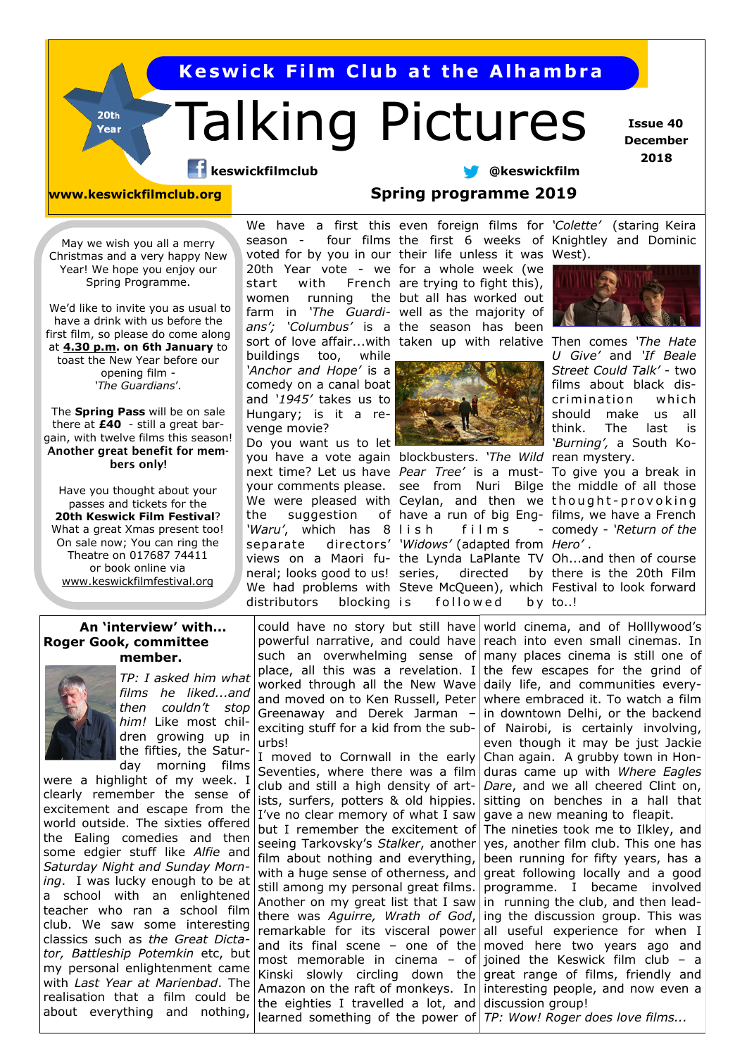# Keswick Film Club at the Alhambra

# Talking Pictures

20th Year

**Issue 40 December 2018**

**keswickfilmclub** **@keswickfilm**

**www.keswickfilmclub.org**

## Spring programme 2019

May we wish you all a merry Christmas and a very happy New Year! We hope you enjoy our Spring Programme.

We'd like to invite you as usual to have a drink with us before the first film, so please do come along at **4.30 p.m. on 6th January** to toast the New Year before our opening film - *'The Guardians'*.

The **Spring Pass** will be on sale there at **£40** - still a great bargain, with twelve films this season! **Another great benefit for members only!**

Have you thought about your passes and tickets for the **20th Keswick Film Festival**? What a great Xmas present too! On sale now; You can ring the Theatre on 017687 74411 or book online via www.keswickfilmfestival.org

We have a first this season - four films voted for by you in our 20th Year vote - we start with French women running the farm in *'The Guardians'*; *'Columbus'* is a sort of love affair...with buildings too, while *'Anchor and Hope'* is a comedy on a canal boat and *'1945'* takes us to Hungary; is it a revenge movie?

Do you want us to let you have a vote again next time? Let us have your comments please.

We were pleased with the suggestion of *'Waru'*, which has 8 separate directors' views on a Maori funeral; looks good to us!

We had problems with distributors blocking even foreign films for the first 6 weeks of their life unless it was for a whole week (we are trying to fight this), but all has worked out well as the majority of the season has been taken up with relative blockbusters. *'The Wild Pear Tree'* is a must-see from Nuri Bilge Ceylan, and then we have a run of big English films - *'Widows'* (adapted from the Lynda LaPlante TV series, directed by Steve McQueen), which is followed by *'Colette'* (staring Keira Knightley and Dominic West).

Then comes *'The Hate U Give'* and *'If Beale Street Could Talk'* - two films about black discrimination which should make us all think. The last is *'Burning'*, a South Korean mystery.

To give you a break in the middle of all those thought-provoking films, we have a French comedy - *'Return of the Hero'*.

Oh...and then of course there is the 20th Film Festival to look forward to..!

## An 'interview' with... Roger Gook, committee member.

*TP: I asked him what films he liked...and then couldn't stop him!* Like most children growing up in the fifties, the Saturday morning films were a highlight of my week. I clearly remember the sense of excitement and escape from the world outside. The sixties offered the Ealing comedies and then some edgier stuff like *Alfie* and *Saturday Night and Sunday Morning*. I was lucky enough to be at a school with an enlightened teacher who ran a school film club. We saw some interesting classics such as *the Great Dictator, Battleship Potemkin* etc, but my personal enlightenment came with *Last Year at Marienbad*. The realisation that a film could be about everything and nothing, could have no story but still have powerful narrative, and could have such an overwhelming sense of place, all this was a revelation. I worked through all the New Wave and moved on to Ken Russell, Peter Greenaway and Derek Jarman – exciting stuff for a kid from the suburbs!

I moved to Cornwall in the early Seventies, where there was a film club and still a high density of artists, surfers, potters & old hippies. I've no clear memory of what I saw but I remember the excitement of seeing Tarkovsky's *Stalker*, another film about nothing and everything, with a huge sense of otherness, and still among my personal great films. Another on my great list that I saw there was *Aguirre, Wrath of God*, remarkable for its visceral power and its final scene – one of the most memorable in cinema – of Kinski slowly circling down the Amazon on the raft of monkeys. In the eighties I travelled a lot, and learned something of the power of world cinema, and of Holllywood's reach into even small cinemas. In many places cinema is still one of the few escapes for the grind of daily life, and communities everywhere embraced it. To watch a film in downtown Delhi, or the backend of Nairobi, is certainly involving, even though it may be just Jackie Chan again. A grubby town in Honduras came up with *Where Eagles Dare*, and we all cheered Clint on, sitting on benches in a hall that gave a new meaning to fleapit.

The nineties took me to Ilkley, and yes, another film club. This one has been running for fifty years, has a great following locally and a good programme. I became involved in running the club, and then leading the discussion group. This was all useful experience for when I moved here two years ago and joined the Keswick film club – a great range of films, friendly and interesting people, and now even a discussion group!

*TP: Wow! Roger does love films...*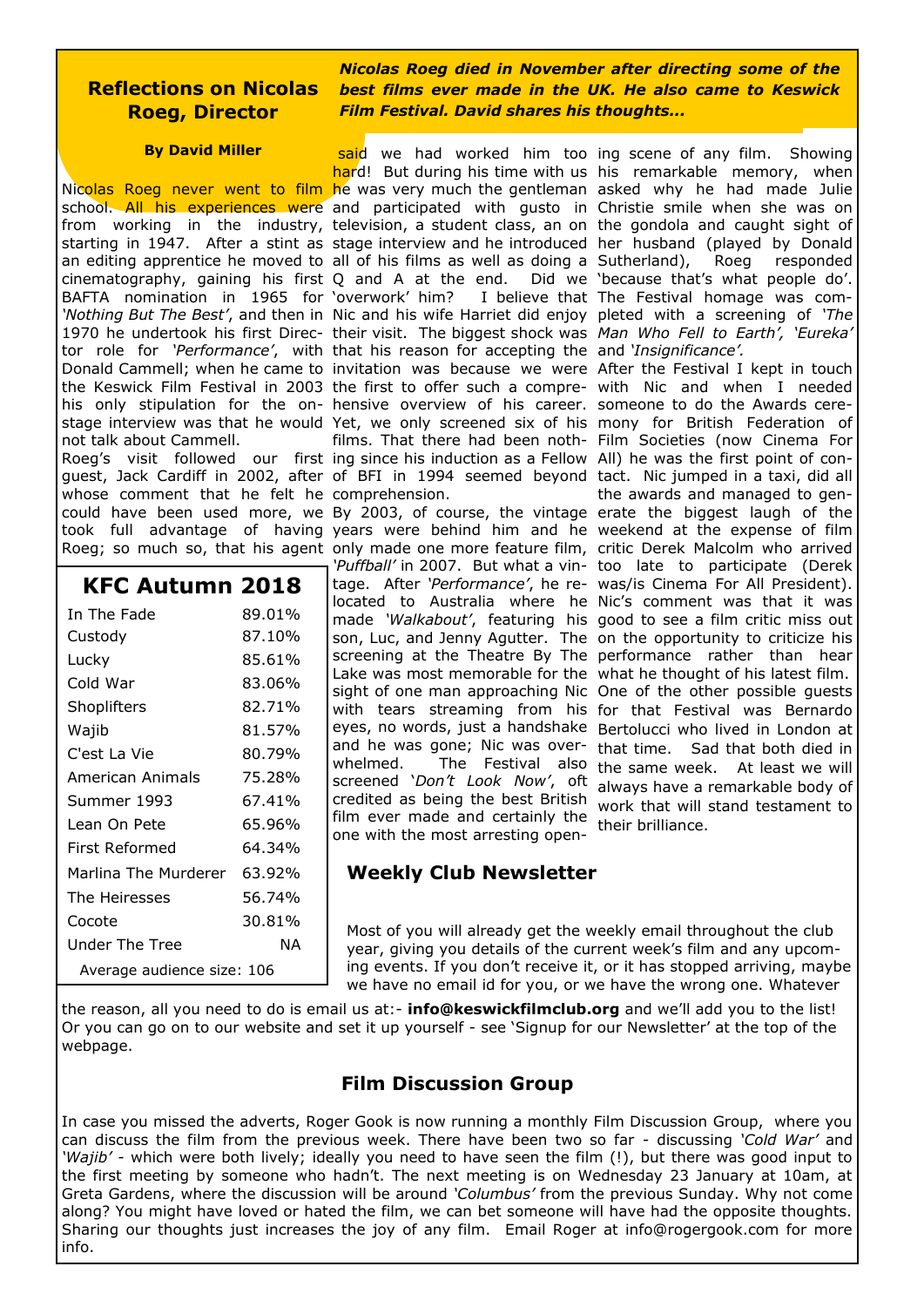## Reflections on Nicolas Roeg, Director

***Nicolas Roeg died in November after directing some of the best films ever made in the UK. He also came to Keswick Film Festival. David shares his thoughts…***

**By David Miller**

Nicolas Roeg never went to film school. All his experiences were from working in the industry, starting in 1947. After a stint as an editing apprentice he moved to cinematography, gaining his first BAFTA nomination in 1965 for *'Nothing But The Best'*, and then in 1970 he undertook his first Director role for *'Performance'*, with Donald Cammell; when he came to the Keswick Film Festival in 2003 his only stipulation for the on-stage interview was that he would not talk about Cammell.

Roeg's visit followed our first guest, Jack Cardiff in 2002, after whose comment that he felt he could have been used more, we took full advantage of having Roeg; so much so, that his agent said we had worked him too hard! But during his time with us he was very much the gentleman and participated with gusto in television, a student class, an on stage interview and he introduced all of his films as well as doing a Q and A at the end. Did we 'overwork' him? I believe that Nic and his wife Harriet did enjoy their visit. The biggest shock was that his reason for accepting the invitation was because we were the first to offer such a comprehensive overview of his career. Yet, we only screened six of his films. That there had been nothing since his induction as a Fellow of BFI in 1994 seemed beyond comprehension.

By 2003, of course, the vintage years were behind him and he only made one more feature film, *'Puffball'* in 2007. But what a vintage. After *'Performance'*, he relocated to Australia where he made *'Walkabout'*, featuring his son, Luc, and Jenny Agutter. The screening at the Theatre By The Lake was most memorable for the sight of one man approaching Nic with tears streaming from his eyes, no words, just a handshake and he was gone; Nic was overwhelmed. The Festival also screened *'Don't Look Now'*, oft credited as being the best British film ever made and certainly the one with the most arresting opening scene of any film. Showing his remarkable memory, when asked why he had made Julie Christie smile when she was on the gondola and caught sight of her husband (played by Donald Sutherland), Roeg responded 'because that's what people do'. The Festival homage was completed with a screening of *'The Man Who Fell to Earth', 'Eureka'* and *'Insignificance'.*

After the Festival I kept in touch with Nic and when I needed someone to do the Awards ceremony for British Federation of Film Societies (now Cinema For All) he was the first point of contact. Nic jumped in a taxi, did all the awards and managed to generate the biggest laugh of the weekend at the expense of film critic Derek Malcolm who arrived too late to participate (Derek was/is Cinema For All President). Nic's comment was that it was good to see a film critic miss out on the opportunity to criticize his performance rather than hear what he thought of his latest film. One of the other possible guests for that Festival was Bernardo Bertolucci who lived in London at that time. Sad that both died in the same week. At least we will always have a remarkable body of work that will stand testament to their brilliance.

## KFC Autumn 2018

| | |
|---|---|
| In The Fade | 89.01% |
| Custody | 87.10% |
| Lucky | 85.61% |
| Cold War | 83.06% |
| Shoplifters | 82.71% |
| Wajib | 81.57% |
| C'est La Vie | 80.79% |
| American Animals | 75.28% |
| Summer 1993 | 67.41% |
| Lean On Pete | 65.96% |
| First Reformed | 64.34% |
| Marlina The Murderer | 63.92% |
| The Heiresses | 56.74% |
| Cocote | 30.81% |
| Under The Tree | NA |

Average audience size: 106

## Weekly Club Newsletter

Most of you will already get the weekly email throughout the club year, giving you details of the current week's film and any upcoming events. If you don't receive it, or it has stopped arriving, maybe we have no email id for you, or we have the wrong one. Whatever the reason, all you need to do is email us at:- **info@keswickfilmclub.org** and we'll add you to the list! Or you can go on to our website and set it up yourself - see 'Signup for our Newsletter' at the top of the webpage.

## Film Discussion Group

In case you missed the adverts, Roger Gook is now running a monthly Film Discussion Group, where you can discuss the film from the previous week. There have been two so far - discussing *'Cold War'* and *'Wajib'* - which were both lively; ideally you need to have seen the film (!), but there was good input to the first meeting by someone who hadn't. The next meeting is on Wednesday 23 January at 10am, at Greta Gardens, where the discussion will be around *'Columbus'* from the previous Sunday. Why not come along? You might have loved or hated the film, we can bet someone will have had the opposite thoughts. Sharing our thoughts just increases the joy of any film. Email Roger at info@rogergook.com for more info.